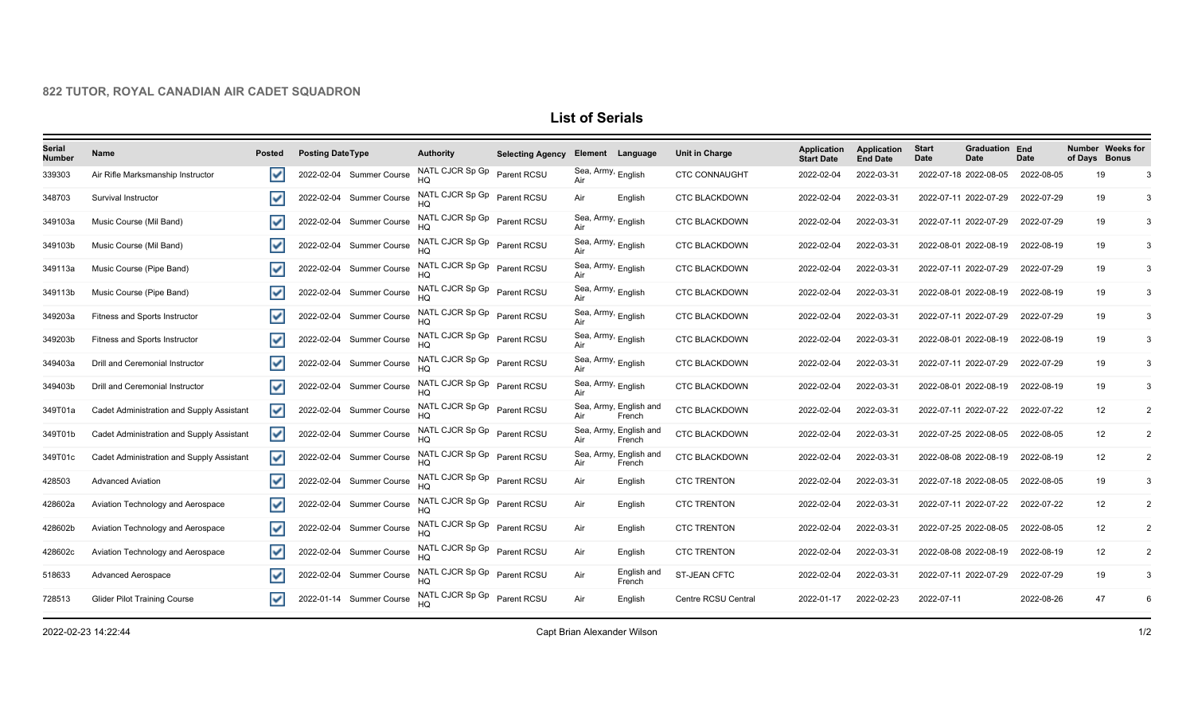## 822 TUTOR, ROYAL CANADIAN AIR CADET SQUADRON

# List of Serials

| Serial Number | Name | Posted | Posting Date | Type | Authority | Selecting Agency | Element | Language | Unit in Charge | Application Start Date | Application End Date | Start Date | Graduation Date | End Date | Number of Days | Weeks for Bonus |
|---|---|---|---|---|---|---|---|---|---|---|---|---|---|---|---|---|
| 339303 | Air Rifle Marksmanship Instructor | ☑ | 2022-02-04 | Summer Course | NATL CJCR Sp Gp HQ | Parent RCSU | Sea, Army, Air | English | CTC CONNAUGHT | 2022-02-04 | 2022-03-31 | 2022-07-18 | 2022-08-05 | 2022-08-05 | 19 | 3 |
| 348703 | Survival Instructor | ☑ | 2022-02-04 | Summer Course | NATL CJCR Sp Gp HQ | Parent RCSU | Air | English | CTC BLACKDOWN | 2022-02-04 | 2022-03-31 | 2022-07-11 | 2022-07-29 | 2022-07-29 | 19 | 3 |
| 349103a | Music Course (Mil Band) | ☑ | 2022-02-04 | Summer Course | NATL CJCR Sp Gp HQ | Parent RCSU | Sea, Army, Air | English | CTC BLACKDOWN | 2022-02-04 | 2022-03-31 | 2022-07-11 | 2022-07-29 | 2022-07-29 | 19 | 3 |
| 349103b | Music Course (Mil Band) | ☑ | 2022-02-04 | Summer Course | NATL CJCR Sp Gp HQ | Parent RCSU | Sea, Army, Air | English | CTC BLACKDOWN | 2022-02-04 | 2022-03-31 | 2022-08-01 | 2022-08-19 | 2022-08-19 | 19 | 3 |
| 349113a | Music Course (Pipe Band) | ☑ | 2022-02-04 | Summer Course | NATL CJCR Sp Gp HQ | Parent RCSU | Sea, Army, Air | English | CTC BLACKDOWN | 2022-02-04 | 2022-03-31 | 2022-07-11 | 2022-07-29 | 2022-07-29 | 19 | 3 |
| 349113b | Music Course (Pipe Band) | ☑ | 2022-02-04 | Summer Course | NATL CJCR Sp Gp HQ | Parent RCSU | Sea, Army, Air | English | CTC BLACKDOWN | 2022-02-04 | 2022-03-31 | 2022-08-01 | 2022-08-19 | 2022-08-19 | 19 | 3 |
| 349203a | Fitness and Sports Instructor | ☑ | 2022-02-04 | Summer Course | NATL CJCR Sp Gp HQ | Parent RCSU | Sea, Army, Air | English | CTC BLACKDOWN | 2022-02-04 | 2022-03-31 | 2022-07-11 | 2022-07-29 | 2022-07-29 | 19 | 3 |
| 349203b | Fitness and Sports Instructor | ☑ | 2022-02-04 | Summer Course | NATL CJCR Sp Gp HQ | Parent RCSU | Sea, Army, Air | English | CTC BLACKDOWN | 2022-02-04 | 2022-03-31 | 2022-08-01 | 2022-08-19 | 2022-08-19 | 19 | 3 |
| 349403a | Drill and Ceremonial Instructor | ☑ | 2022-02-04 | Summer Course | NATL CJCR Sp Gp HQ | Parent RCSU | Sea, Army, Air | English | CTC BLACKDOWN | 2022-02-04 | 2022-03-31 | 2022-07-11 | 2022-07-29 | 2022-07-29 | 19 | 3 |
| 349403b | Drill and Ceremonial Instructor | ☑ | 2022-02-04 | Summer Course | NATL CJCR Sp Gp HQ | Parent RCSU | Sea, Army, Air | English | CTC BLACKDOWN | 2022-02-04 | 2022-03-31 | 2022-08-01 | 2022-08-19 | 2022-08-19 | 19 | 3 |
| 349T01a | Cadet Administration and Supply Assistant | ☑ | 2022-02-04 | Summer Course | NATL CJCR Sp Gp HQ | Parent RCSU | Sea, Army, Air | English and French | CTC BLACKDOWN | 2022-02-04 | 2022-03-31 | 2022-07-11 | 2022-07-22 | 2022-07-22 | 12 | 2 |
| 349T01b | Cadet Administration and Supply Assistant | ☑ | 2022-02-04 | Summer Course | NATL CJCR Sp Gp HQ | Parent RCSU | Sea, Army, Air | English and French | CTC BLACKDOWN | 2022-02-04 | 2022-03-31 | 2022-07-25 | 2022-08-05 | 2022-08-05 | 12 | 2 |
| 349T01c | Cadet Administration and Supply Assistant | ☑ | 2022-02-04 | Summer Course | NATL CJCR Sp Gp HQ | Parent RCSU | Sea, Army, Air | English and French | CTC BLACKDOWN | 2022-02-04 | 2022-03-31 | 2022-08-08 | 2022-08-19 | 2022-08-19 | 12 | 2 |
| 428503 | Advanced Aviation | ☑ | 2022-02-04 | Summer Course | NATL CJCR Sp Gp HQ | Parent RCSU | Air | English | CTC TRENTON | 2022-02-04 | 2022-03-31 | 2022-07-18 | 2022-08-05 | 2022-08-05 | 19 | 3 |
| 428602a | Aviation Technology and Aerospace | ☑ | 2022-02-04 | Summer Course | NATL CJCR Sp Gp HQ | Parent RCSU | Air | English | CTC TRENTON | 2022-02-04 | 2022-03-31 | 2022-07-11 | 2022-07-22 | 2022-07-22 | 12 | 2 |
| 428602b | Aviation Technology and Aerospace | ☑ | 2022-02-04 | Summer Course | NATL CJCR Sp Gp HQ | Parent RCSU | Air | English | CTC TRENTON | 2022-02-04 | 2022-03-31 | 2022-07-25 | 2022-08-05 | 2022-08-05 | 12 | 2 |
| 428602c | Aviation Technology and Aerospace | ☑ | 2022-02-04 | Summer Course | NATL CJCR Sp Gp HQ | Parent RCSU | Air | English | CTC TRENTON | 2022-02-04 | 2022-03-31 | 2022-08-08 | 2022-08-19 | 2022-08-19 | 12 | 2 |
| 518633 | Advanced Aerospace | ☑ | 2022-02-04 | Summer Course | NATL CJCR Sp Gp HQ | Parent RCSU | Air | English and French | ST-JEAN CFTC | 2022-02-04 | 2022-03-31 | 2022-07-11 | 2022-07-29 | 2022-07-29 | 19 | 3 |
| 728513 | Glider Pilot Training Course | ☑ | 2022-01-14 | Summer Course | NATL CJCR Sp Gp HQ | Parent RCSU | Air | English | Centre RCSU Central | 2022-01-17 | 2022-02-23 | 2022-07-11 | | 2022-08-26 | 47 | 6 |

2022-02-23 14:22:44 Capt Brian Alexander Wilson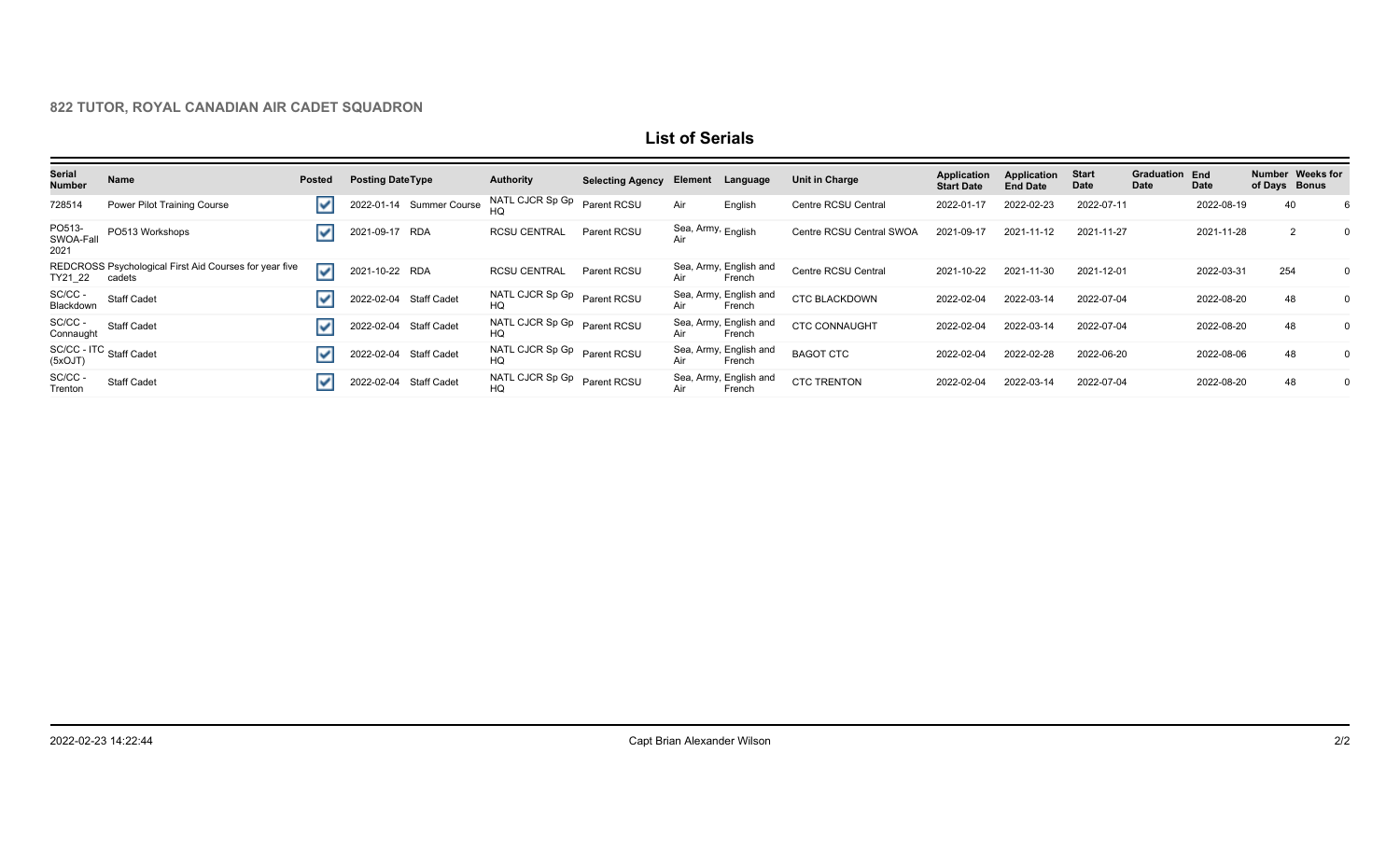**822 TUTOR, ROYAL CANADIAN AIR CADET SQUADRON**

## List of Serials

| Serial Number | Name | Posted | Posting Date | Type | Authority | Selecting Agency | Element | Language | Unit in Charge | Application Start Date | Application End Date | Start Date | Graduation Date | End Date | Number of Days | Weeks for Bonus |
|---|---|---|---|---|---|---|---|---|---|---|---|---|---|---|---|---|
| 728514 | Power Pilot Training Course | ✓ | 2022-01-14 | Summer Course | NATL CJCR Sp Gp HQ | Parent RCSU | Air | English | Centre RCSU Central | 2022-01-17 | 2022-02-23 | 2022-07-11 | | 2022-08-19 | 40 | 6 |
| PO513-SWOA-Fall 2021 | PO513 Workshops | ✓ | 2021-09-17 | RDA | RCSU CENTRAL | Parent RCSU | Sea, Army, Air | English | Centre RCSU Central SWOA | 2021-09-17 | 2021-11-12 | 2021-11-27 | | 2021-11-28 | 2 | 0 |
| REDCROSS TY21_22 | Psychological First Aid Courses for year five cadets | ✓ | 2021-10-22 | RDA | RCSU CENTRAL | Parent RCSU | Sea, Army, Air | English and French | Centre RCSU Central | 2021-10-22 | 2021-11-30 | 2021-12-01 | | 2022-03-31 | 254 | 0 |
| SC/CC - Blackdown | Staff Cadet | ✓ | 2022-02-04 | Staff Cadet | NATL CJCR Sp Gp HQ | Parent RCSU | Sea, Army, Air | English and French | CTC BLACKDOWN | 2022-02-04 | 2022-03-14 | 2022-07-04 | | 2022-08-20 | 48 | 0 |
| SC/CC - Connaught | Staff Cadet | ✓ | 2022-02-04 | Staff Cadet | NATL CJCR Sp Gp HQ | Parent RCSU | Sea, Army, Air | English and French | CTC CONNAUGHT | 2022-02-04 | 2022-03-14 | 2022-07-04 | | 2022-08-20 | 48 | 0 |
| SC/CC - ITC (5xOJT) | Staff Cadet | ✓ | 2022-02-04 | Staff Cadet | NATL CJCR Sp Gp HQ | Parent RCSU | Sea, Army, Air | English and French | BAGOT CTC | 2022-02-04 | 2022-02-28 | 2022-06-20 | | 2022-08-06 | 48 | 0 |
| SC/CC - Trenton | Staff Cadet | ✓ | 2022-02-04 | Staff Cadet | NATL CJCR Sp Gp HQ | Parent RCSU | Sea, Army, Air | English and French | CTC TRENTON | 2022-02-04 | 2022-03-14 | 2022-07-04 | | 2022-08-20 | 48 | 0 |

2022-02-23 14:22:44 Capt Brian Alexander Wilson